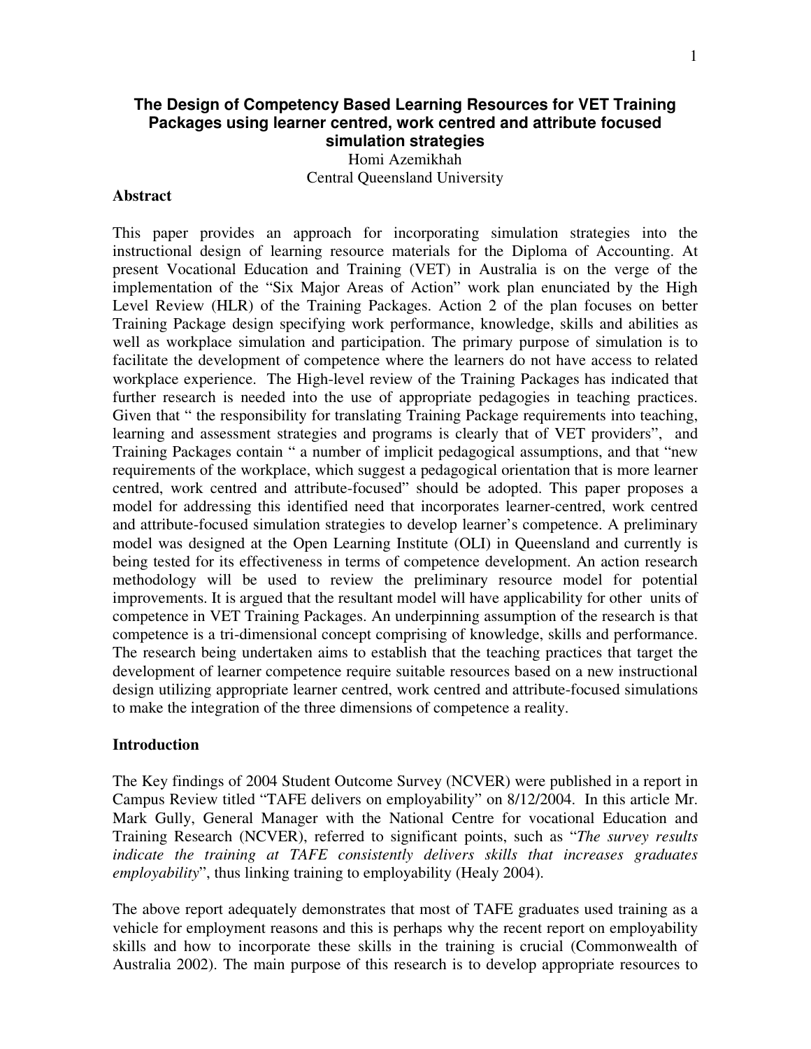# The Design of Competency Based Learning Resources for VET Training Packages using learner centred, work centred and attribute focused simulation strategies

Homi Azemikhah
Central Queensland University

## Abstract

This paper provides an approach for incorporating simulation strategies into the instructional design of learning resource materials for the Diploma of Accounting. At present Vocational Education and Training (VET) in Australia is on the verge of the implementation of the "Six Major Areas of Action" work plan enunciated by the High Level Review (HLR) of the Training Packages. Action 2 of the plan focuses on better Training Package design specifying work performance, knowledge, skills and abilities as well as workplace simulation and participation. The primary purpose of simulation is to facilitate the development of competence where the learners do not have access to related workplace experience. The High-level review of the Training Packages has indicated that further research is needed into the use of appropriate pedagogies in teaching practices. Given that " the responsibility for translating Training Package requirements into teaching, learning and assessment strategies and programs is clearly that of VET providers", and Training Packages contain " a number of implicit pedagogical assumptions, and that "new requirements of the workplace, which suggest a pedagogical orientation that is more learner centred, work centred and attribute-focused" should be adopted. This paper proposes a model for addressing this identified need that incorporates learner-centred, work centred and attribute-focused simulation strategies to develop learner's competence. A preliminary model was designed at the Open Learning Institute (OLI) in Queensland and currently is being tested for its effectiveness in terms of competence development. An action research methodology will be used to review the preliminary resource model for potential improvements. It is argued that the resultant model will have applicability for other units of competence in VET Training Packages. An underpinning assumption of the research is that competence is a tri-dimensional concept comprising of knowledge, skills and performance. The research being undertaken aims to establish that the teaching practices that target the development of learner competence require suitable resources based on a new instructional design utilizing appropriate learner centred, work centred and attribute-focused simulations to make the integration of the three dimensions of competence a reality.

## Introduction

The Key findings of 2004 Student Outcome Survey (NCVER) were published in a report in Campus Review titled "TAFE delivers on employability" on 8/12/2004. In this article Mr. Mark Gully, General Manager with the National Centre for vocational Education and Training Research (NCVER), referred to significant points, such as "*The survey results indicate the training at TAFE consistently delivers skills that increases graduates employability*", thus linking training to employability (Healy 2004).

The above report adequately demonstrates that most of TAFE graduates used training as a vehicle for employment reasons and this is perhaps why the recent report on employability skills and how to incorporate these skills in the training is crucial (Commonwealth of Australia 2002). The main purpose of this research is to develop appropriate resources to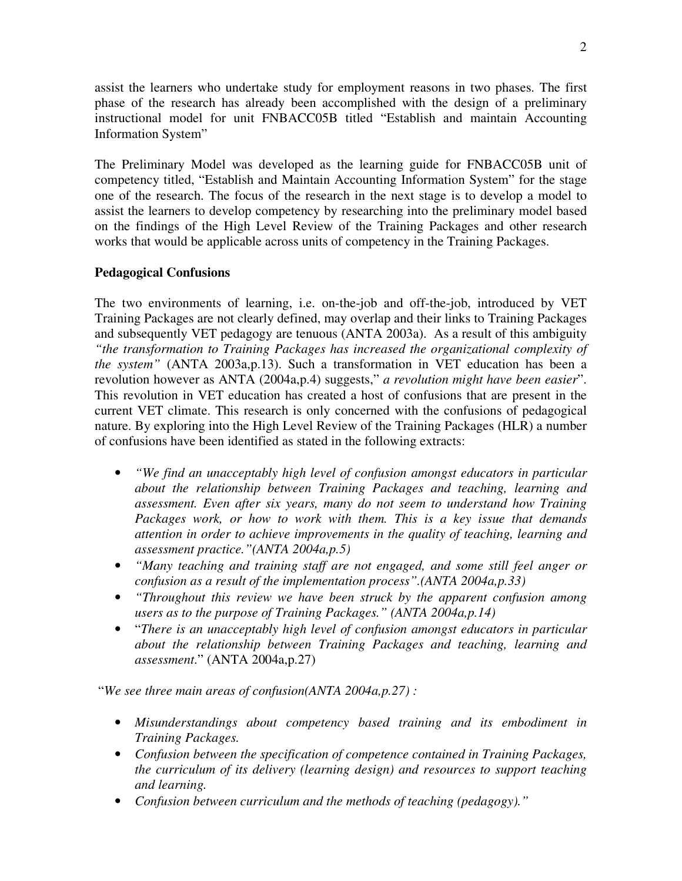assist the learners who undertake study for employment reasons in two phases. The first phase of the research has already been accomplished with the design of a preliminary instructional model for unit FNBACC05B titled "Establish and maintain Accounting Information System"

The Preliminary Model was developed as the learning guide for FNBACC05B unit of competency titled, "Establish and Maintain Accounting Information System" for the stage one of the research. The focus of the research in the next stage is to develop a model to assist the learners to develop competency by researching into the preliminary model based on the findings of the High Level Review of the Training Packages and other research works that would be applicable across units of competency in the Training Packages.

**Pedagogical Confusions**

The two environments of learning, i.e. on-the-job and off-the-job, introduced by VET Training Packages are not clearly defined, may overlap and their links to Training Packages and subsequently VET pedagogy are tenuous (ANTA 2003a). As a result of this ambiguity *"the transformation to Training Packages has increased the organizational complexity of the system"* (ANTA 2003a,p.13). Such a transformation in VET education has been a revolution however as ANTA (2004a,p.4) suggests," *a revolution might have been easier*". This revolution in VET education has created a host of confusions that are present in the current VET climate. This research is only concerned with the confusions of pedagogical nature. By exploring into the High Level Review of the Training Packages (HLR) a number of confusions have been identified as stated in the following extracts:

- *"We find an unacceptably high level of confusion amongst educators in particular about the relationship between Training Packages and teaching, learning and assessment. Even after six years, many do not seem to understand how Training Packages work, or how to work with them. This is a key issue that demands attention in order to achieve improvements in the quality of teaching, learning and assessment practice."(ANTA 2004a,p.5)*
- *"Many teaching and training staff are not engaged, and some still feel anger or confusion as a result of the implementation process".(ANTA 2004a,p.33)*
- *"Throughout this review we have been struck by the apparent confusion among users as to the purpose of Training Packages." (ANTA 2004a,p.14)*
- "*There is an unacceptably high level of confusion amongst educators in particular about the relationship between Training Packages and teaching, learning and assessment*." (ANTA 2004a,p.27)

"*We see three main areas of confusion(ANTA 2004a,p.27) :*

- *Misunderstandings about competency based training and its embodiment in Training Packages.*
- *Confusion between the specification of competence contained in Training Packages, the curriculum of its delivery (learning design) and resources to support teaching and learning.*
- *Confusion between curriculum and the methods of teaching (pedagogy)."*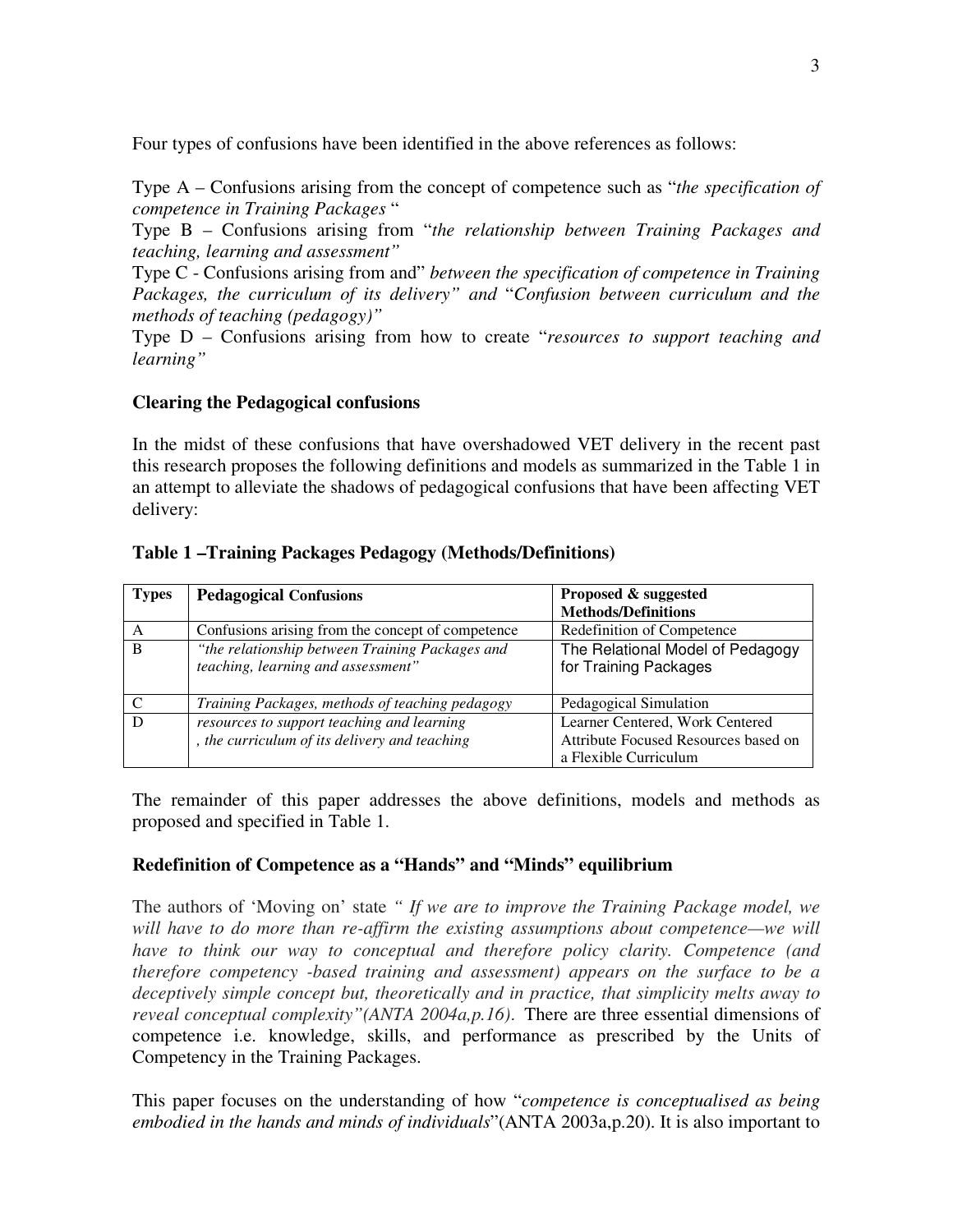Four types of confusions have been identified in the above references as follows:

Type A – Confusions arising from the concept of competence such as "*the specification of competence in Training Packages* "

Type B – Confusions arising from "*the relationship between Training Packages and teaching, learning and assessment"*

Type C - Confusions arising from and" *between the specification of competence in Training Packages, the curriculum of its delivery" and* "*Confusion between curriculum and the methods of teaching (pedagogy)"*

Type D – Confusions arising from how to create "*resources to support teaching and learning"*

**Clearing the Pedagogical confusions**

In the midst of these confusions that have overshadowed VET delivery in the recent past this research proposes the following definitions and models as summarized in the Table 1 in an attempt to alleviate the shadows of pedagogical confusions that have been affecting VET delivery:

**Table 1 –Training Packages Pedagogy (Methods/Definitions)**

| Types | Pedagogical Confusions | Proposed & suggested Methods/Definitions |
|---|---|---|
| A | Confusions arising from the concept of competence | Redefinition of Competence |
| B | *"the relationship between Training Packages and teaching, learning and assessment"* | The Relational Model of Pedagogy for Training Packages |
| C | *Training Packages, methods of teaching pedagogy* | Pedagogical Simulation |
| D | *resources to support teaching and learning , the curriculum of its delivery and teaching* | Learner Centered, Work Centered Attribute Focused Resources based on a Flexible Curriculum |

The remainder of this paper addresses the above definitions, models and methods as proposed and specified in Table 1.

**Redefinition of Competence as a "Hands" and "Minds" equilibrium**

The authors of 'Moving on' state *" If we are to improve the Training Package model, we will have to do more than re-affirm the existing assumptions about competence—we will have to think our way to conceptual and therefore policy clarity. Competence (and therefore competency -based training and assessment) appears on the surface to be a deceptively simple concept but, theoretically and in practice, that simplicity melts away to reveal conceptual complexity"(ANTA 2004a,p.16).* There are three essential dimensions of competence i.e. knowledge, skills, and performance as prescribed by the Units of Competency in the Training Packages.

This paper focuses on the understanding of how "*competence is conceptualised as being embodied in the hands and minds of individuals*"(ANTA 2003a,p.20). It is also important to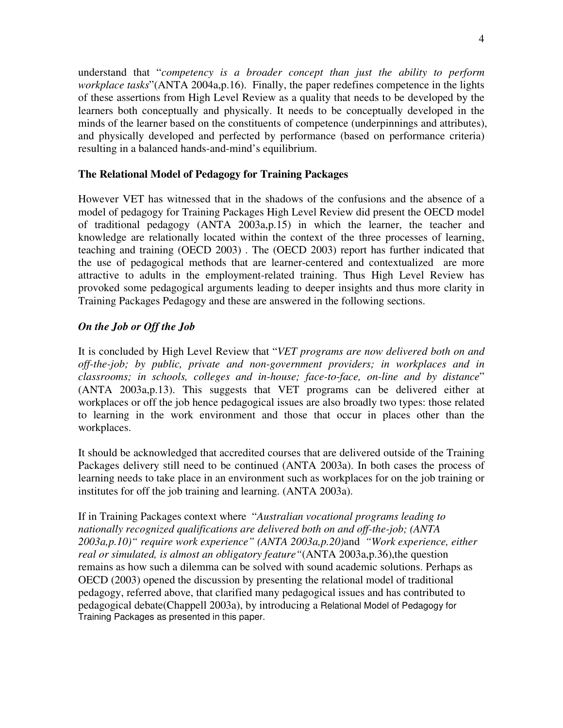understand that "*competency is a broader concept than just the ability to perform workplace tasks*"(ANTA 2004a,p.16). Finally, the paper redefines competence in the lights of these assertions from High Level Review as a quality that needs to be developed by the learners both conceptually and physically. It needs to be conceptually developed in the minds of the learner based on the constituents of competence (underpinnings and attributes), and physically developed and perfected by performance (based on performance criteria) resulting in a balanced hands-and-mind's equilibrium.

## The Relational Model of Pedagogy for Training Packages

However VET has witnessed that in the shadows of the confusions and the absence of a model of pedagogy for Training Packages High Level Review did present the OECD model of traditional pedagogy (ANTA 2003a,p.15) in which the learner, the teacher and knowledge are relationally located within the context of the three processes of learning, teaching and training (OECD 2003) . The (OECD 2003) report has further indicated that the use of pedagogical methods that are learner-centered and contextualized are more attractive to adults in the employment-related training. Thus High Level Review has provoked some pedagogical arguments leading to deeper insights and thus more clarity in Training Packages Pedagogy and these are answered in the following sections.

### *On the Job or Off the Job*

It is concluded by High Level Review that "*VET programs are now delivered both on and off-the-job; by public, private and non-government providers; in workplaces and in classrooms; in schools, colleges and in-house; face-to-face, on-line and by distance*" (ANTA 2003a,p.13). This suggests that VET programs can be delivered either at workplaces or off the job hence pedagogical issues are also broadly two types: those related to learning in the work environment and those that occur in places other than the workplaces.

It should be acknowledged that accredited courses that are delivered outside of the Training Packages delivery still need to be continued (ANTA 2003a). In both cases the process of learning needs to take place in an environment such as workplaces for on the job training or institutes for off the job training and learning. (ANTA 2003a).

If in Training Packages context where "*Australian vocational programs leading to nationally recognized qualifications are delivered both on and off-the-job; (ANTA 2003a,p.10)" require work experience" (ANTA 2003a,p.20)*and *"Work experience, either real or simulated, is almost an obligatory feature"*(ANTA 2003a,p.36),the question remains as how such a dilemma can be solved with sound academic solutions. Perhaps as OECD (2003) opened the discussion by presenting the relational model of traditional pedagogy, referred above, that clarified many pedagogical issues and has contributed to pedagogical debate(Chappell 2003a), by introducing a Relational Model of Pedagogy for Training Packages as presented in this paper.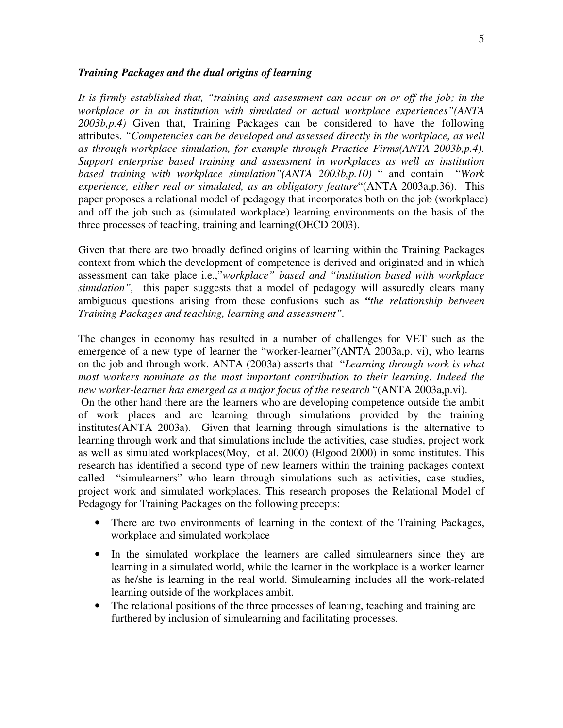### *Training Packages and the dual origins of learning*

*It is firmly established that, "training and assessment can occur on or off the job; in the workplace or in an institution with simulated or actual workplace experiences"(ANTA 2003b,p.4)* Given that, Training Packages can be considered to have the following attributes. *"Competencies can be developed and assessed directly in the workplace, as well as through workplace simulation, for example through Practice Firms(ANTA 2003b,p.4). Support enterprise based training and assessment in workplaces as well as institution based training with workplace simulation"(ANTA 2003b,p.10)* " and contain "*Work experience, either real or simulated, as an obligatory feature*"(ANTA 2003a,p.36). This paper proposes a relational model of pedagogy that incorporates both on the job (workplace) and off the job such as (simulated workplace) learning environments on the basis of the three processes of teaching, training and learning(OECD 2003).

Given that there are two broadly defined origins of learning within the Training Packages context from which the development of competence is derived and originated and in which assessment can take place i.e.,"*workplace" based and "institution based with workplace simulation",* this paper suggests that a model of pedagogy will assuredly clears many ambiguous questions arising from these confusions such as *"the relationship between Training Packages and teaching, learning and assessment"*.

The changes in economy has resulted in a number of challenges for VET such as the emergence of a new type of learner the "worker-learner"(ANTA 2003a,p. vi), who learns on the job and through work. ANTA (2003a) asserts that "*Learning through work is what most workers nominate as the most important contribution to their learning. Indeed the new worker-learner has emerged as a major focus of the research* "(ANTA 2003a,p.vi).

On the other hand there are the learners who are developing competence outside the ambit of work places and are learning through simulations provided by the training institutes(ANTA 2003a). Given that learning through simulations is the alternative to learning through work and that simulations include the activities, case studies, project work as well as simulated workplaces(Moy, et al. 2000) (Elgood 2000) in some institutes. This research has identified a second type of new learners within the training packages context called "simulearners" who learn through simulations such as activities, case studies, project work and simulated workplaces. This research proposes the Relational Model of Pedagogy for Training Packages on the following precepts:

- There are two environments of learning in the context of the Training Packages, workplace and simulated workplace
- In the simulated workplace the learners are called simulearners since they are learning in a simulated world, while the learner in the workplace is a worker learner as he/she is learning in the real world. Simulearning includes all the work-related learning outside of the workplaces ambit.
- The relational positions of the three processes of leaning, teaching and training are furthered by inclusion of simulearning and facilitating processes.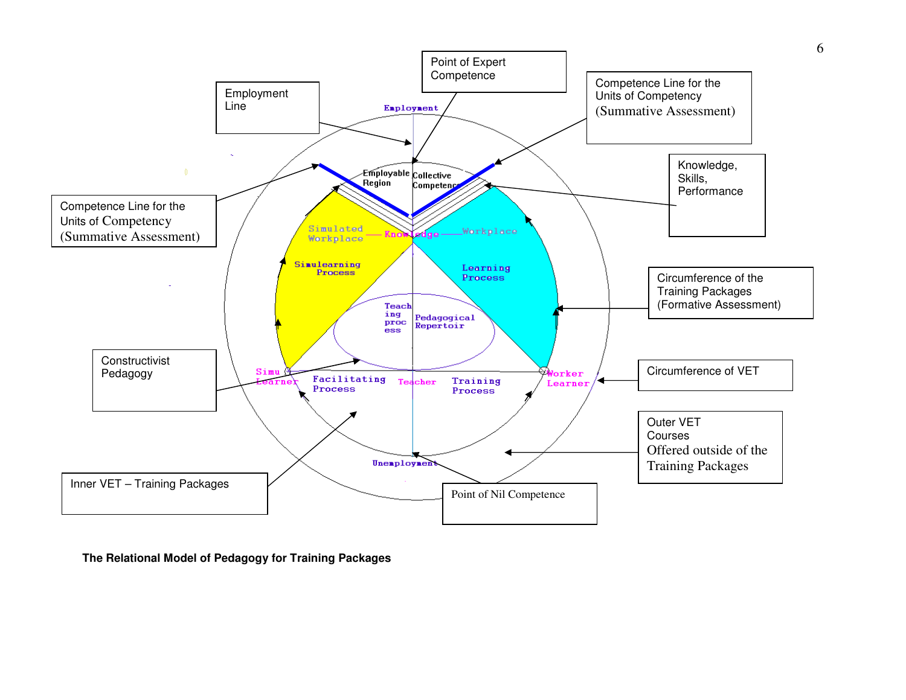Point of Expert Competence

Employment Line

Competence Line for the Units of Competency (Summative Assessment)

Knowledge, Skills, Performance

Competence Line for the Units of Competency (Summative Assessment)

Circumference of the Training Packages (Formative Assessment)

Constructivist Pedagogy

Circumference of VET

Outer VET Courses Offered outside of the Training Packages

Inner VET – Training Packages

Point of Nil Competence

Employment

Employable Region

Collective Competence

Simulated Workplace

Knowledge

Workplace

Simulearning Process

Learning Process

Teaching process

Pedagogical Repertoir

Simu Learner

Facilitating Process

Teacher

Training Process

Worker Learner

Unemployment

**The Relational Model of Pedagogy for Training Packages**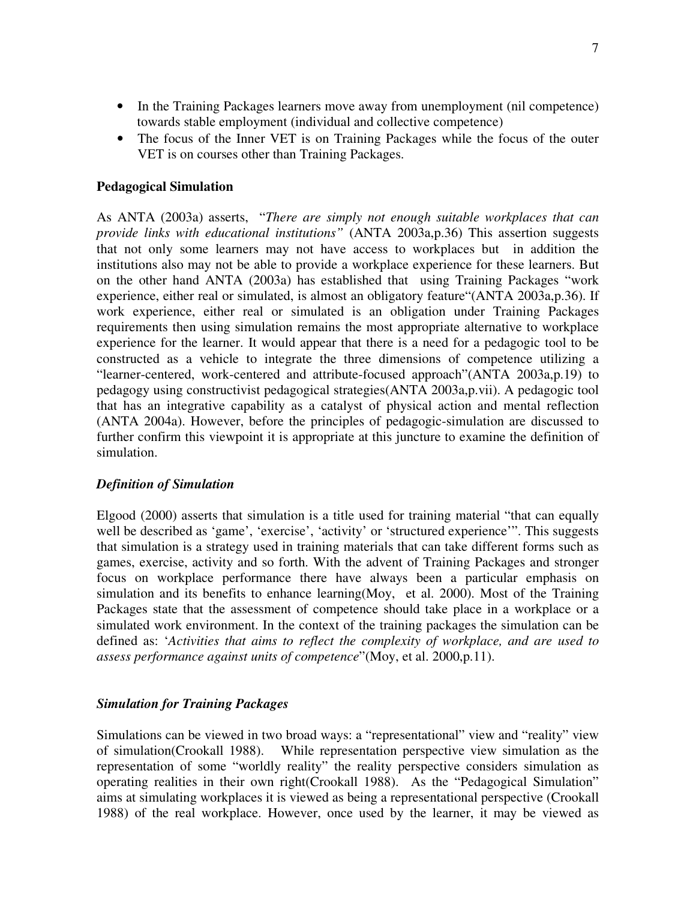- In the Training Packages learners move away from unemployment (nil competence) towards stable employment (individual and collective competence)
- The focus of the Inner VET is on Training Packages while the focus of the outer VET is on courses other than Training Packages.

**Pedagogical Simulation**

As ANTA (2003a) asserts, "*There are simply not enough suitable workplaces that can provide links with educational institutions"* (ANTA 2003a,p.36) This assertion suggests that not only some learners may not have access to workplaces but in addition the institutions also may not be able to provide a workplace experience for these learners. But on the other hand ANTA (2003a) has established that using Training Packages "work experience, either real or simulated, is almost an obligatory feature"(ANTA 2003a,p.36). If work experience, either real or simulated is an obligation under Training Packages requirements then using simulation remains the most appropriate alternative to workplace experience for the learner. It would appear that there is a need for a pedagogic tool to be constructed as a vehicle to integrate the three dimensions of competence utilizing a "learner-centered, work-centered and attribute-focused approach"(ANTA 2003a,p.19) to pedagogy using constructivist pedagogical strategies(ANTA 2003a,p.vii). A pedagogic tool that has an integrative capability as a catalyst of physical action and mental reflection (ANTA 2004a). However, before the principles of pedagogic-simulation are discussed to further confirm this viewpoint it is appropriate at this juncture to examine the definition of simulation.

***Definition of Simulation***

Elgood (2000) asserts that simulation is a title used for training material "that can equally well be described as 'game', 'exercise', 'activity' or 'structured experience'". This suggests that simulation is a strategy used in training materials that can take different forms such as games, exercise, activity and so forth. With the advent of Training Packages and stronger focus on workplace performance there have always been a particular emphasis on simulation and its benefits to enhance learning(Moy, et al. 2000). Most of the Training Packages state that the assessment of competence should take place in a workplace or a simulated work environment. In the context of the training packages the simulation can be defined as: '*Activities that aims to reflect the complexity of workplace, and are used to assess performance against units of competence*"(Moy, et al. 2000,p.11).

***Simulation for Training Packages***

Simulations can be viewed in two broad ways: a "representational" view and "reality" view of simulation(Crookall 1988). While representation perspective view simulation as the representation of some "worldly reality" the reality perspective considers simulation as operating realities in their own right(Crookall 1988). As the "Pedagogical Simulation" aims at simulating workplaces it is viewed as being a representational perspective (Crookall 1988) of the real workplace. However, once used by the learner, it may be viewed as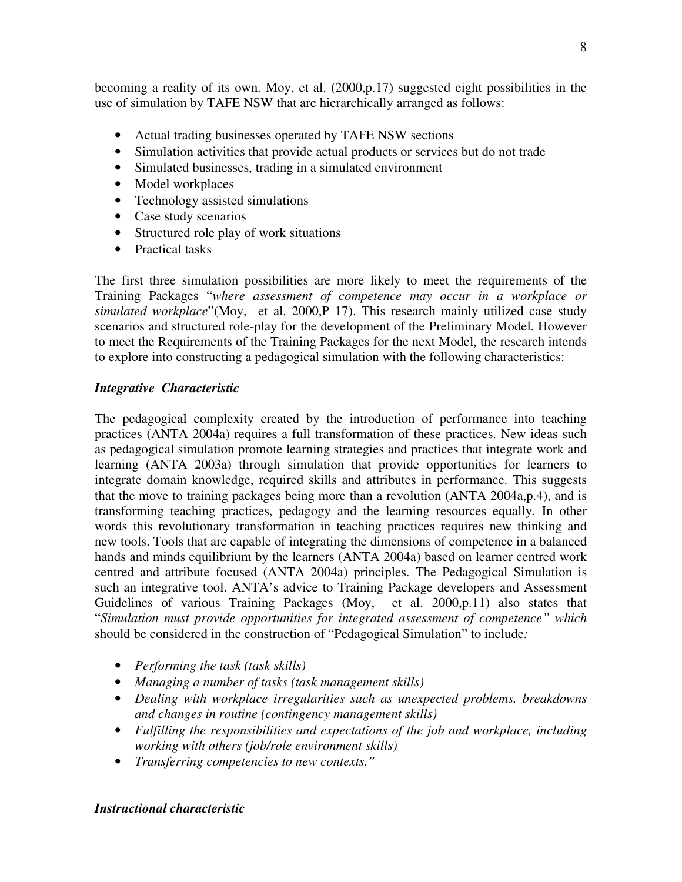becoming a reality of its own. Moy, et al. (2000,p.17) suggested eight possibilities in the use of simulation by TAFE NSW that are hierarchically arranged as follows:

- Actual trading businesses operated by TAFE NSW sections
- Simulation activities that provide actual products or services but do not trade
- Simulated businesses, trading in a simulated environment
- Model workplaces
- Technology assisted simulations
- Case study scenarios
- Structured role play of work situations
- Practical tasks

The first three simulation possibilities are more likely to meet the requirements of the Training Packages "*where assessment of competence may occur in a workplace or simulated workplace*"(Moy, et al. 2000,P 17). This research mainly utilized case study scenarios and structured role-play for the development of the Preliminary Model. However to meet the Requirements of the Training Packages for the next Model, the research intends to explore into constructing a pedagogical simulation with the following characteristics:

***Integrative Characteristic***

The pedagogical complexity created by the introduction of performance into teaching practices (ANTA 2004a) requires a full transformation of these practices. New ideas such as pedagogical simulation promote learning strategies and practices that integrate work and learning (ANTA 2003a) through simulation that provide opportunities for learners to integrate domain knowledge, required skills and attributes in performance. This suggests that the move to training packages being more than a revolution (ANTA 2004a,p.4), and is transforming teaching practices, pedagogy and the learning resources equally. In other words this revolutionary transformation in teaching practices requires new thinking and new tools. Tools that are capable of integrating the dimensions of competence in a balanced hands and minds equilibrium by the learners (ANTA 2004a) based on learner centred work centred and attribute focused (ANTA 2004a) principles. The Pedagogical Simulation is such an integrative tool. ANTA's advice to Training Package developers and Assessment Guidelines of various Training Packages (Moy, et al. 2000,p.11) also states that "*Simulation must provide opportunities for integrated assessment of competence" which* should be considered in the construction of "Pedagogical Simulation" to include*:*

- *Performing the task (task skills)*
- *Managing a number of tasks (task management skills)*
- *Dealing with workplace irregularities such as unexpected problems, breakdowns and changes in routine (contingency management skills)*
- *Fulfilling the responsibilities and expectations of the job and workplace, including working with others (job/role environment skills)*
- *Transferring competencies to new contexts."*

***Instructional characteristic***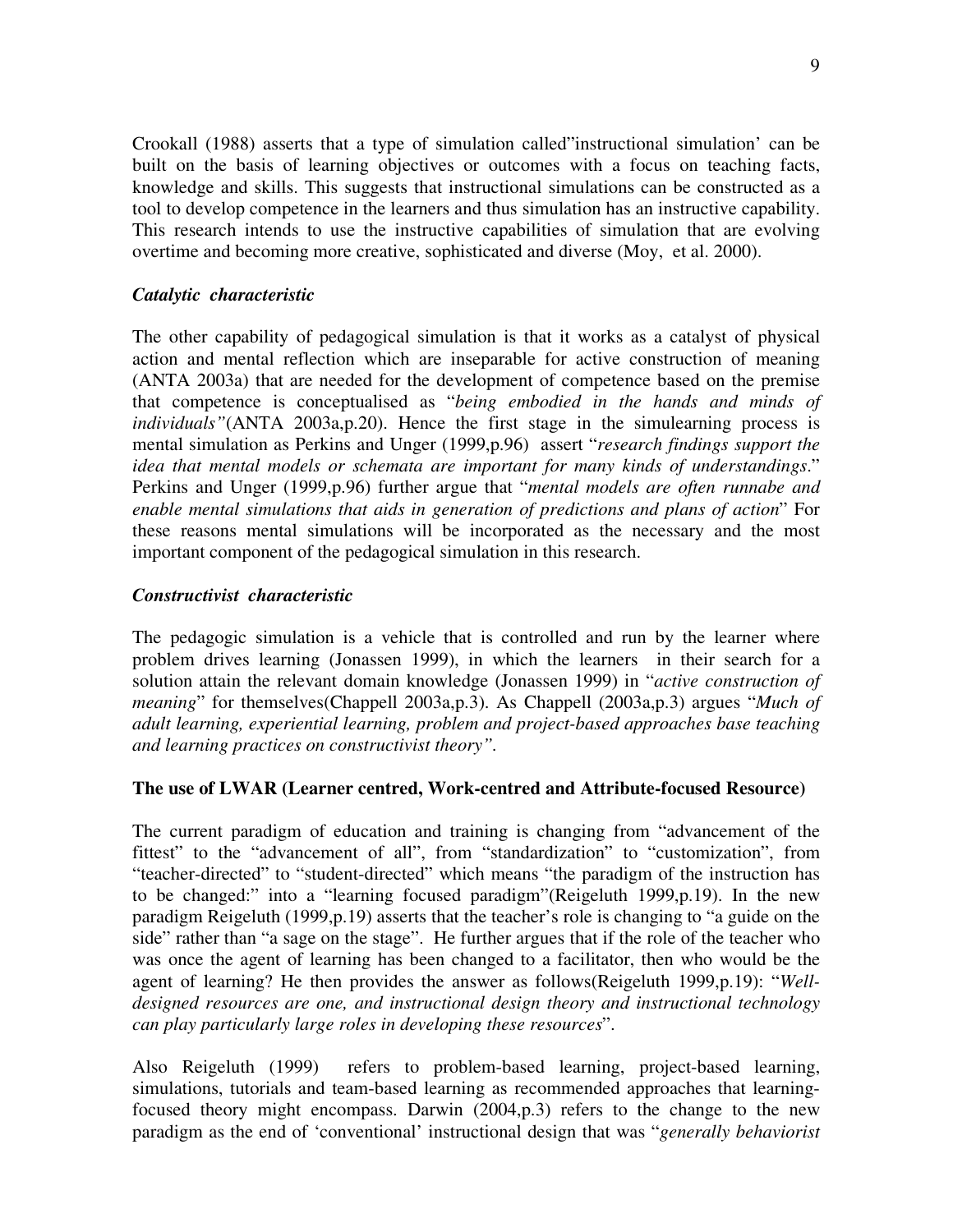Crookall (1988) asserts that a type of simulation called"instructional simulation' can be built on the basis of learning objectives or outcomes with a focus on teaching facts, knowledge and skills. This suggests that instructional simulations can be constructed as a tool to develop competence in the learners and thus simulation has an instructive capability. This research intends to use the instructive capabilities of simulation that are evolving overtime and becoming more creative, sophisticated and diverse (Moy, et al. 2000).

***Catalytic characteristic***

The other capability of pedagogical simulation is that it works as a catalyst of physical action and mental reflection which are inseparable for active construction of meaning (ANTA 2003a) that are needed for the development of competence based on the premise that competence is conceptualised as "*being embodied in the hands and minds of individuals"*(ANTA 2003a,p.20). Hence the first stage in the simulearning process is mental simulation as Perkins and Unger (1999,p.96) assert "*research findings support the idea that mental models or schemata are important for many kinds of understandings*." Perkins and Unger (1999,p.96) further argue that "*mental models are often runnabe and enable mental simulations that aids in generation of predictions and plans of action*" For these reasons mental simulations will be incorporated as the necessary and the most important component of the pedagogical simulation in this research.

***Constructivist characteristic***

The pedagogic simulation is a vehicle that is controlled and run by the learner where problem drives learning (Jonassen 1999), in which the learners in their search for a solution attain the relevant domain knowledge (Jonassen 1999) in "*active construction of meaning*" for themselves(Chappell 2003a,p.3). As Chappell (2003a,p.3) argues "*Much of adult learning, experiential learning, problem and project-based approaches base teaching and learning practices on constructivist theory"*.

**The use of LWAR (Learner centred, Work-centred and Attribute-focused Resource)**

The current paradigm of education and training is changing from "advancement of the fittest" to the "advancement of all", from "standardization" to "customization", from "teacher-directed" to "student-directed" which means "the paradigm of the instruction has to be changed:" into a "learning focused paradigm"(Reigeluth 1999,p.19). In the new paradigm Reigeluth (1999,p.19) asserts that the teacher's role is changing to "a guide on the side" rather than "a sage on the stage". He further argues that if the role of the teacher who was once the agent of learning has been changed to a facilitator, then who would be the agent of learning? He then provides the answer as follows(Reigeluth 1999,p.19): "*Well-designed resources are one, and instructional design theory and instructional technology can play particularly large roles in developing these resources*".

Also Reigeluth (1999) refers to problem-based learning, project-based learning, simulations, tutorials and team-based learning as recommended approaches that learning-focused theory might encompass. Darwin (2004,p.3) refers to the change to the new paradigm as the end of 'conventional' instructional design that was "*generally behaviorist*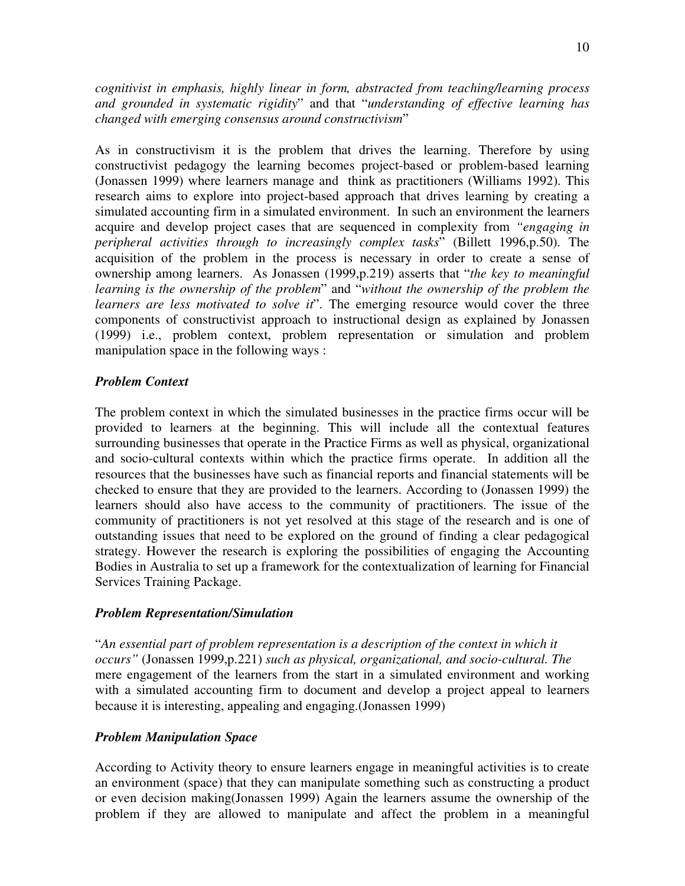*cognitivist in emphasis, highly linear in form, abstracted from teaching/learning process and grounded in systematic rigidity*" and that "*understanding of effective learning has changed with emerging consensus around constructivism*"

As in constructivism it is the problem that drives the learning. Therefore by using constructivist pedagogy the learning becomes project-based or problem-based learning (Jonassen 1999) where learners manage and think as practitioners (Williams 1992). This research aims to explore into project-based approach that drives learning by creating a simulated accounting firm in a simulated environment. In such an environment the learners acquire and develop project cases that are sequenced in complexity from *"engaging in peripheral activities through to increasingly complex tasks*" (Billett 1996,p.50). The acquisition of the problem in the process is necessary in order to create a sense of ownership among learners. As Jonassen (1999,p.219) asserts that "*the key to meaningful learning is the ownership of the problem*" and "*without the ownership of the problem the learners are less motivated to solve it*". The emerging resource would cover the three components of constructivist approach to instructional design as explained by Jonassen (1999) i.e., problem context, problem representation or simulation and problem manipulation space in the following ways :

### *Problem Context*

The problem context in which the simulated businesses in the practice firms occur will be provided to learners at the beginning. This will include all the contextual features surrounding businesses that operate in the Practice Firms as well as physical, organizational and socio-cultural contexts within which the practice firms operate. In addition all the resources that the businesses have such as financial reports and financial statements will be checked to ensure that they are provided to the learners. According to (Jonassen 1999) the learners should also have access to the community of practitioners. The issue of the community of practitioners is not yet resolved at this stage of the research and is one of outstanding issues that need to be explored on the ground of finding a clear pedagogical strategy. However the research is exploring the possibilities of engaging the Accounting Bodies in Australia to set up a framework for the contextualization of learning for Financial Services Training Package.

### *Problem Representation/Simulation*

"*An essential part of problem representation is a description of the context in which it occurs"* (Jonassen 1999,p.221) *such as physical, organizational, and socio-cultural. The* mere engagement of the learners from the start in a simulated environment and working with a simulated accounting firm to document and develop a project appeal to learners because it is interesting, appealing and engaging.(Jonassen 1999)

### *Problem Manipulation Space*

According to Activity theory to ensure learners engage in meaningful activities is to create an environment (space) that they can manipulate something such as constructing a product or even decision making(Jonassen 1999) Again the learners assume the ownership of the problem if they are allowed to manipulate and affect the problem in a meaningful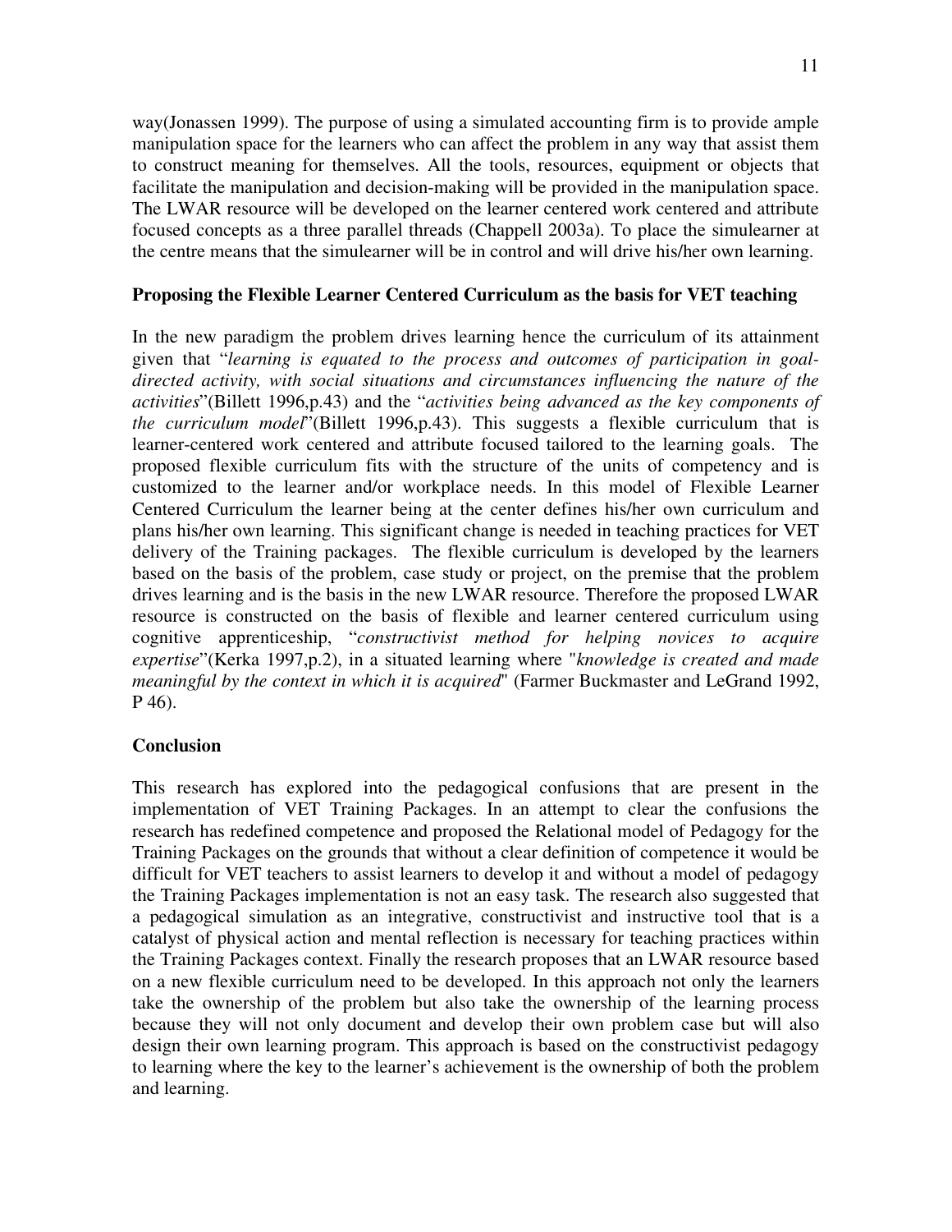way(Jonassen 1999). The purpose of using a simulated accounting firm is to provide ample manipulation space for the learners who can affect the problem in any way that assist them to construct meaning for themselves. All the tools, resources, equipment or objects that facilitate the manipulation and decision-making will be provided in the manipulation space. The LWAR resource will be developed on the learner centered work centered and attribute focused concepts as a three parallel threads (Chappell 2003a). To place the simulearner at the centre means that the simulearner will be in control and will drive his/her own learning.

**Proposing the Flexible Learner Centered Curriculum as the basis for VET teaching**

In the new paradigm the problem drives learning hence the curriculum of its attainment given that "*learning is equated to the process and outcomes of participation in goal-directed activity, with social situations and circumstances influencing the nature of the activities*"(Billett 1996,p.43) and the "*activities being advanced as the key components of the curriculum model*"(Billett 1996,p.43). This suggests a flexible curriculum that is learner-centered work centered and attribute focused tailored to the learning goals. The proposed flexible curriculum fits with the structure of the units of competency and is customized to the learner and/or workplace needs. In this model of Flexible Learner Centered Curriculum the learner being at the center defines his/her own curriculum and plans his/her own learning. This significant change is needed in teaching practices for VET delivery of the Training packages. The flexible curriculum is developed by the learners based on the basis of the problem, case study or project, on the premise that the problem drives learning and is the basis in the new LWAR resource. Therefore the proposed LWAR resource is constructed on the basis of flexible and learner centered curriculum using cognitive apprenticeship, "*constructivist method for helping novices to acquire expertise*"(Kerka 1997,p.2), in a situated learning where "*knowledge is created and made meaningful by the context in which it is acquired*" (Farmer Buckmaster and LeGrand 1992, P 46).

**Conclusion**

This research has explored into the pedagogical confusions that are present in the implementation of VET Training Packages. In an attempt to clear the confusions the research has redefined competence and proposed the Relational model of Pedagogy for the Training Packages on the grounds that without a clear definition of competence it would be difficult for VET teachers to assist learners to develop it and without a model of pedagogy the Training Packages implementation is not an easy task. The research also suggested that a pedagogical simulation as an integrative, constructivist and instructive tool that is a catalyst of physical action and mental reflection is necessary for teaching practices within the Training Packages context. Finally the research proposes that an LWAR resource based on a new flexible curriculum need to be developed. In this approach not only the learners take the ownership of the problem but also take the ownership of the learning process because they will not only document and develop their own problem case but will also design their own learning program. This approach is based on the constructivist pedagogy to learning where the key to the learner's achievement is the ownership of both the problem and learning.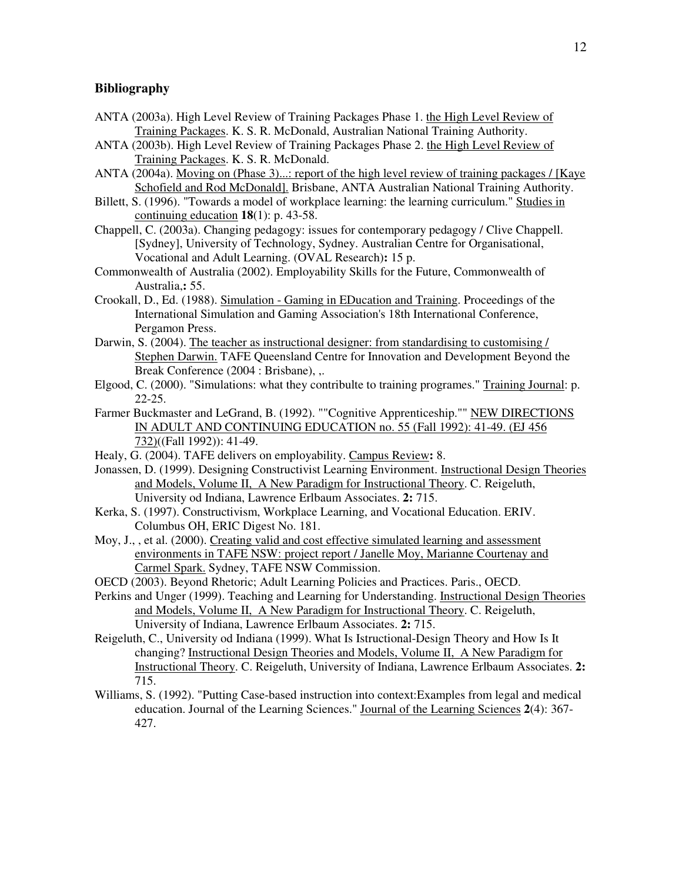## Bibliography

ANTA (2003a). High Level Review of Training Packages Phase 1. the High Level Review of Training Packages. K. S. R. McDonald, Australian National Training Authority.

ANTA (2003b). High Level Review of Training Packages Phase 2. the High Level Review of Training Packages. K. S. R. McDonald.

ANTA (2004a). Moving on (Phase 3)...: report of the high level review of training packages / [Kaye Schofield and Rod McDonald]. Brisbane, ANTA Australian National Training Authority.

Billett, S. (1996). "Towards a model of workplace learning: the learning curriculum." Studies in continuing education **18**(1): p. 43-58.

Chappell, C. (2003a). Changing pedagogy: issues for contemporary pedagogy / Clive Chappell. [Sydney], University of Technology, Sydney. Australian Centre for Organisational, Vocational and Adult Learning. (OVAL Research)**:** 15 p.

Commonwealth of Australia (2002). Employability Skills for the Future, Commonwealth of Australia,**:** 55.

Crookall, D., Ed. (1988). Simulation - Gaming in EDucation and Training. Proceedings of the International Simulation and Gaming Association's 18th International Conference, Pergamon Press.

Darwin, S. (2004). The teacher as instructional designer: from standardising to customising / Stephen Darwin. TAFE Queensland Centre for Innovation and Development Beyond the Break Conference (2004 : Brisbane), ,.

Elgood, C. (2000). "Simulations: what they contribulte to training programes." Training Journal: p. 22-25.

Farmer Buckmaster and LeGrand, B. (1992). ""Cognitive Apprenticeship."" NEW DIRECTIONS IN ADULT AND CONTINUING EDUCATION no. 55 (Fall 1992): 41-49. (EJ 456 732)((Fall 1992)): 41-49.

Healy, G. (2004). TAFE delivers on employability. Campus Review**:** 8.

Jonassen, D. (1999). Designing Constructivist Learning Environment. Instructional Design Theories and Models, Volume II, A New Paradigm for Instructional Theory. C. Reigeluth, University od Indiana, Lawrence Erlbaum Associates. **2:** 715.

Kerka, S. (1997). Constructivism, Workplace Learning, and Vocational Education. ERIV. Columbus OH, ERIC Digest No. 181.

Moy, J., , et al. (2000). Creating valid and cost effective simulated learning and assessment environments in TAFE NSW: project report / Janelle Moy, Marianne Courtenay and Carmel Spark. Sydney, TAFE NSW Commission.

OECD (2003). Beyond Rhetoric; Adult Learning Policies and Practices. Paris., OECD.

Perkins and Unger (1999). Teaching and Learning for Understanding. Instructional Design Theories and Models, Volume II, A New Paradigm for Instructional Theory. C. Reigeluth, University of Indiana, Lawrence Erlbaum Associates. **2:** 715.

Reigeluth, C., University od Indiana (1999). What Is Istructional-Design Theory and How Is It changing? Instructional Design Theories and Models, Volume II, A New Paradigm for Instructional Theory. C. Reigeluth, University of Indiana, Lawrence Erlbaum Associates. **2:** 715.

Williams, S. (1992). "Putting Case-based instruction into context:Examples from legal and medical education. Journal of the Learning Sciences." Journal of the Learning Sciences **2**(4): 367-427.